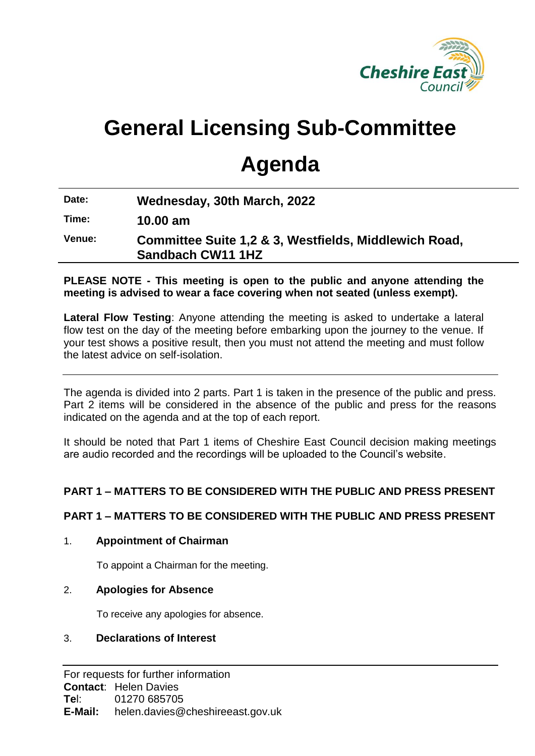# General Licensing Sub-Committee

# Agenda

| | |
|---|---|
| **Date:** | **Wednesday, 30th March, 2022** |
| **Time:** | **10.00 am** |
| **Venue:** | **Committee Suite 1,2 & 3, Westfields, Middlewich Road, Sandbach CW11 1HZ** |

**PLEASE NOTE - This meeting is open to the public and anyone attending the meeting is advised to wear a face covering when not seated (unless exempt).**

**Lateral Flow Testing**: Anyone attending the meeting is asked to undertake a lateral flow test on the day of the meeting before embarking upon the journey to the venue. If your test shows a positive result, then you must not attend the meeting and must follow the latest advice on self-isolation.

---

The agenda is divided into 2 parts. Part 1 is taken in the presence of the public and press. Part 2 items will be considered in the absence of the public and press for the reasons indicated on the agenda and at the top of each report.

It should be noted that Part 1 items of Cheshire East Council decision making meetings are audio recorded and the recordings will be uploaded to the Council's website.

**PART 1 – MATTERS TO BE CONSIDERED WITH THE PUBLIC AND PRESS PRESENT**

**PART 1 – MATTERS TO BE CONSIDERED WITH THE PUBLIC AND PRESS PRESENT**

1. **Appointment of Chairman**

   To appoint a Chairman for the meeting.

2. **Apologies for Absence**

   To receive any apologies for absence.

3. **Declarations of Interest**

---

For requests for further information
**Contact**: Helen Davies
**Tel**: 01270 685705
**E-Mail:** helen.davies@cheshireeast.gov.uk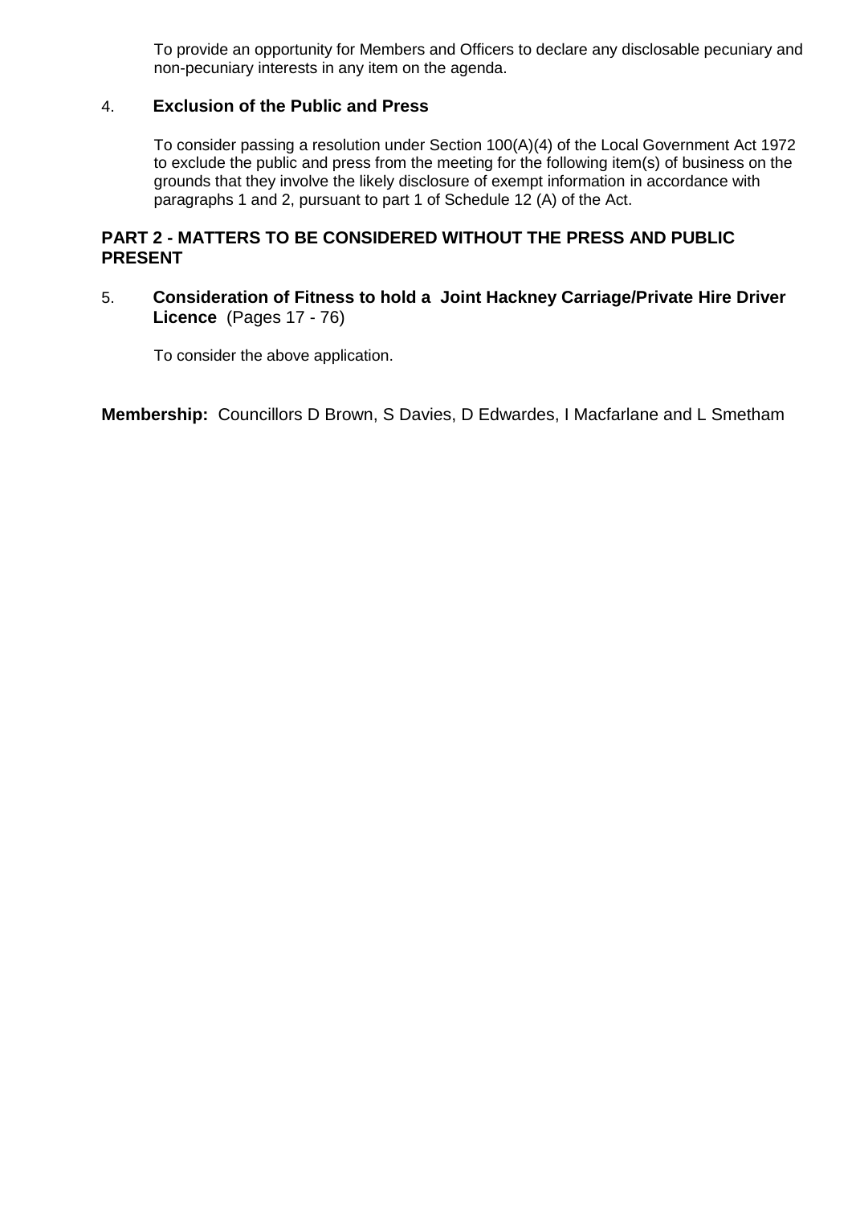To provide an opportunity for Members and Officers to declare any disclosable pecuniary and non-pecuniary interests in any item on the agenda.

4. **Exclusion of the Public and Press**

To consider passing a resolution under Section 100(A)(4) of the Local Government Act 1972 to exclude the public and press from the meeting for the following item(s) of business on the grounds that they involve the likely disclosure of exempt information in accordance with paragraphs 1 and 2, pursuant to part 1 of Schedule 12 (A) of the Act.

## PART 2 - MATTERS TO BE CONSIDERED WITHOUT THE PRESS AND PUBLIC PRESENT

5. **Consideration of Fitness to hold a Joint Hackney Carriage/Private Hire Driver Licence** (Pages 17 - 76)

To consider the above application.

**Membership:** Councillors D Brown, S Davies, D Edwardes, I Macfarlane and L Smetham